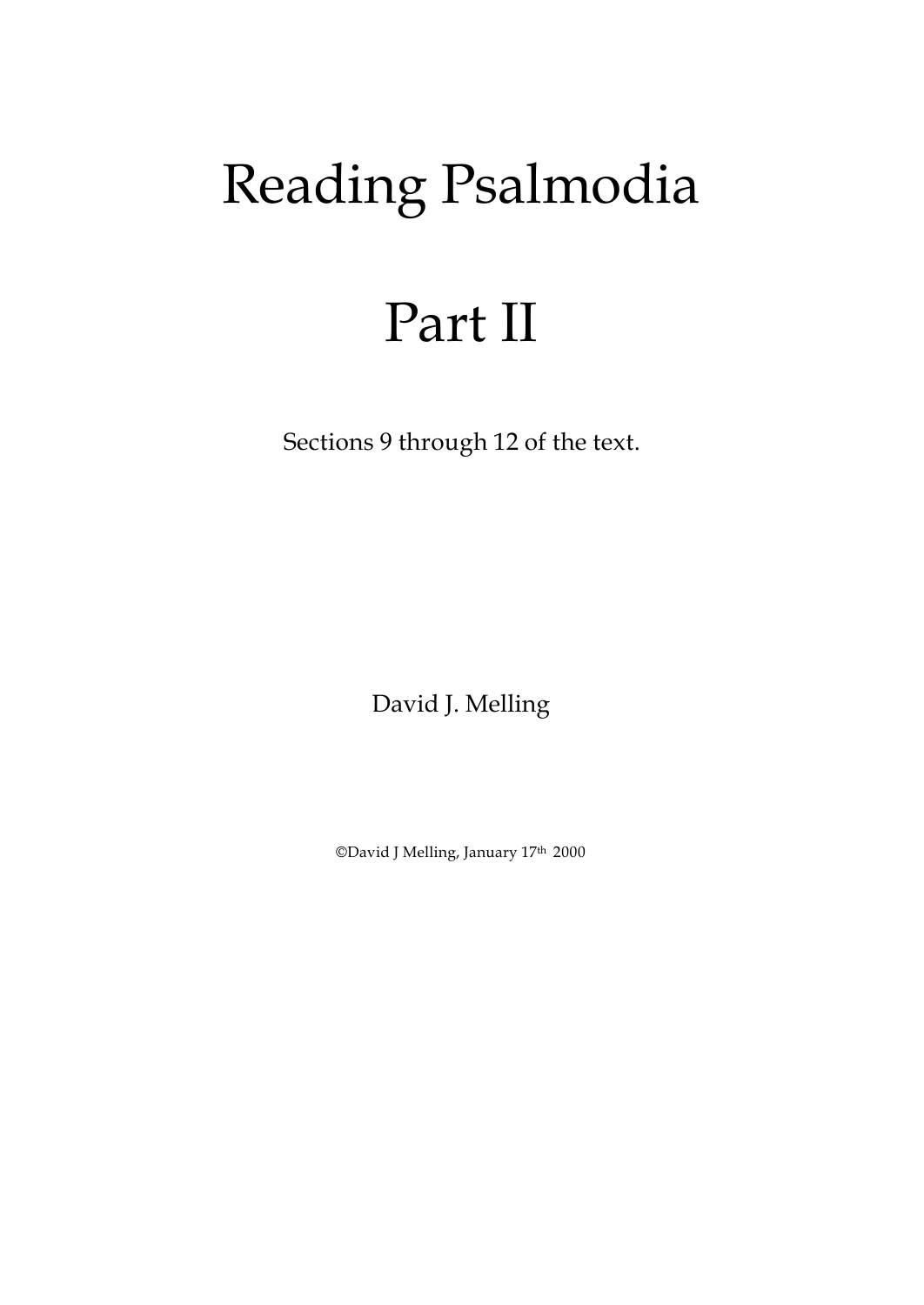# Reading Psalmodia

# Part II

Sections 9 through 12 of the text.

David J. Melling

©David J Melling, January 17th 2000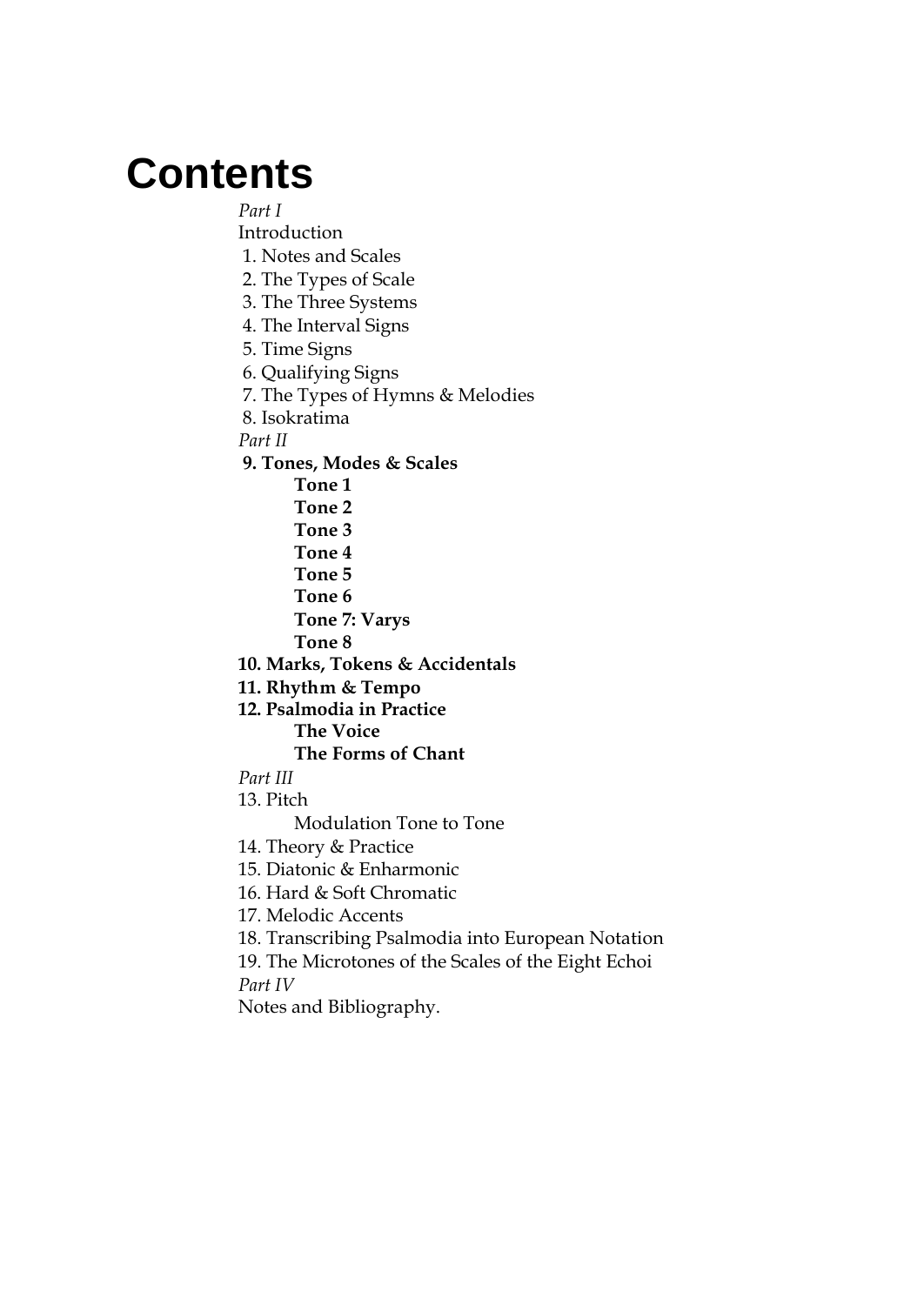# Contents

*Part I*

Introduction

1. Notes and Scales
2. The Types of Scale
3. The Three Systems
4. The Interval Signs
5. Time Signs
6. Qualifying Signs
7. The Types of Hymns & Melodies
8. Isokratima

*Part II*

**9. Tones, Modes & Scales**

- **Tone 1**
- **Tone 2**
- **Tone 3**
- **Tone 4**
- **Tone 5**
- **Tone 6**
- **Tone 7: Varys**
- **Tone 8**

**10. Marks, Tokens & Accidentals**

**11. Rhythm & Tempo**

**12. Psalmodia in Practice**

- **The Voice**
- **The Forms of Chant**

*Part III*

13. Pitch
    - Modulation Tone to Tone
14. Theory & Practice
15. Diatonic & Enharmonic
16. Hard & Soft Chromatic
17. Melodic Accents
18. Transcribing Psalmodia into European Notation
19. The Microtones of the Scales of the Eight Echoi

*Part IV*

Notes and Bibliography.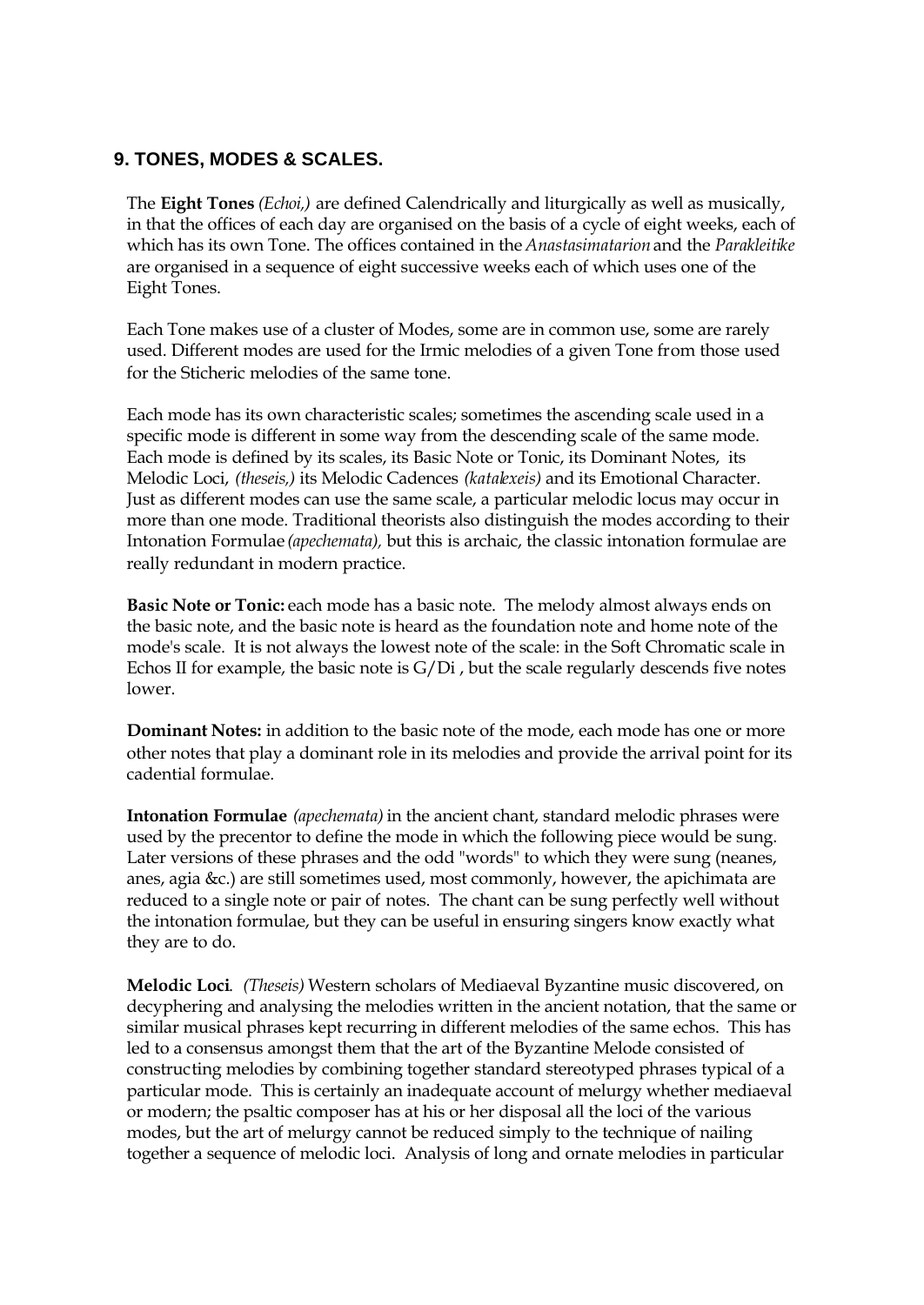## 9. TONES, MODES & SCALES.

The **Eight Tones** *(Echoi,)* are defined Calendrically and liturgically as well as musically, in that the offices of each day are organised on the basis of a cycle of eight weeks, each of which has its own Tone. The offices contained in the *Anastasimatarion* and the *Parakleitike* are organised in a sequence of eight successive weeks each of which uses one of the Eight Tones.

Each Tone makes use of a cluster of Modes, some are in common use, some are rarely used. Different modes are used for the Irmic melodies of a given Tone from those used for the Sticheric melodies of the same tone.

Each mode has its own characteristic scales; sometimes the ascending scale used in a specific mode is different in some way from the descending scale of the same mode. Each mode is defined by its scales, its Basic Note or Tonic, its Dominant Notes, its Melodic Loci, *(theseis,)* its Melodic Cadences *(katalexeis)* and its Emotional Character. Just as different modes can use the same scale, a particular melodic locus may occur in more than one mode. Traditional theorists also distinguish the modes according to their Intonation Formulae *(apechemata),* but this is archaic, the classic intonation formulae are really redundant in modern practice.

**Basic Note or Tonic:** each mode has a basic note. The melody almost always ends on the basic note, and the basic note is heard as the foundation note and home note of the mode's scale. It is not always the lowest note of the scale: in the Soft Chromatic scale in Echos II for example, the basic note is G/Di , but the scale regularly descends five notes lower.

**Dominant Notes:** in addition to the basic note of the mode, each mode has one or more other notes that play a dominant role in its melodies and provide the arrival point for its cadential formulae.

**Intonation Formulae** *(apechemata)* in the ancient chant, standard melodic phrases were used by the precentor to define the mode in which the following piece would be sung. Later versions of these phrases and the odd "words" to which they were sung (neanes, anes, agia &c.) are still sometimes used, most commonly, however, the apichimata are reduced to a single note or pair of notes. The chant can be sung perfectly well without the intonation formulae, but they can be useful in ensuring singers know exactly what they are to do.

**Melodic Loci**. *(Theseis)* Western scholars of Mediaeval Byzantine music discovered, on decyphering and analysing the melodies written in the ancient notation, that the same or similar musical phrases kept recurring in different melodies of the same echos. This has led to a consensus amongst them that the art of the Byzantine Melode consisted of constructing melodies by combining together standard stereotyped phrases typical of a particular mode. This is certainly an inadequate account of melurgy whether mediaeval or modern; the psaltic composer has at his or her disposal all the loci of the various modes, but the art of melurgy cannot be reduced simply to the technique of nailing together a sequence of melodic loci. Analysis of long and ornate melodies in particular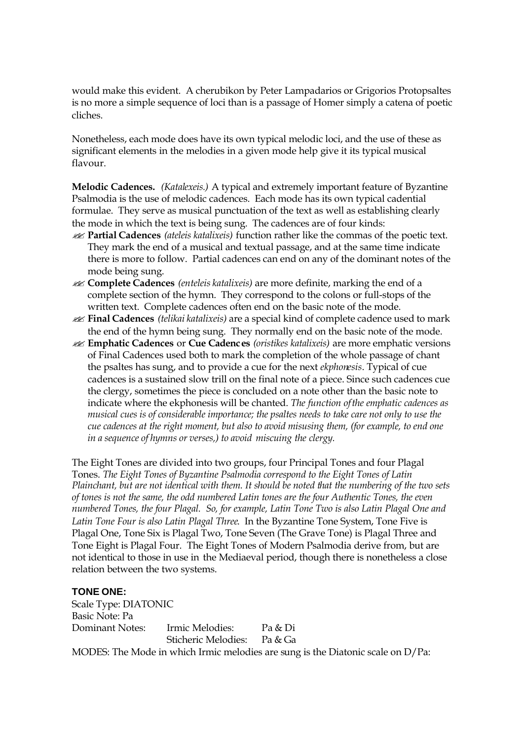would make this evident. A cherubikon by Peter Lampadarios or Grigorios Protopsaltes is no more a simple sequence of loci than is a passage of Homer simply a catena of poetic cliches.

Nonetheless, each mode does have its own typical melodic loci, and the use of these as significant elements in the melodies in a given mode help give it its typical musical flavour.

**Melodic Cadences.** *(Katalexeis.)* A typical and extremely important feature of Byzantine Psalmodia is the use of melodic cadences. Each mode has its own typical cadential formulae. They serve as musical punctuation of the text as well as establishing clearly the mode in which the text is being sung. The cadences are of four kinds:

- **Partial Cadences** *(ateleis katalixeis)* function rather like the commas of the poetic text. They mark the end of a musical and textual passage, and at the same time indicate there is more to follow. Partial cadences can end on any of the dominant notes of the mode being sung.
- **Complete Cadences** *(enteleis katalixeis)* are more definite, marking the end of a complete section of the hymn. They correspond to the colons or full-stops of the written text. Complete cadences often end on the basic note of the mode.
- **Final Cadences** *(telikai katalixeis)* are a special kind of complete cadence used to mark the end of the hymn being sung. They normally end on the basic note of the mode.
- **Emphatic Cadences** or **Cue Cadences** *(oristikes katalixeis)* are more emphatic versions of Final Cadences used both to mark the completion of the whole passage of chant the psaltes has sung, and to provide a cue for the next *ekphonesis*. Typical of cue cadences is a sustained slow trill on the final note of a piece. Since such cadences cue the clergy, sometimes the piece is concluded on a note other than the basic note to indicate where the ekphonesis will be chanted. *The function of the emphatic cadences as musical cues is of considerable importance; the psaltes needs to take care not only to use the cue cadences at the right moment, but also to avoid misusing them, (for example, to end one in a sequence of hymns or verses,) to avoid miscuing the clergy.*

The Eight Tones are divided into two groups, four Principal Tones and four Plagal Tones. *The Eight Tones of Byzantine Psalmodia correspond to the Eight Tones of Latin Plainchant, but are not identical with them. It should be noted that the numbering of the two sets of tones is not the same, the odd numbered Latin tones are the four Authentic Tones, the even numbered Tones, the four Plagal. So, for example, Latin Tone Two is also Latin Plagal One and Latin Tone Four is also Latin Plagal Three.* In the Byzantine Tone System, Tone Five is Plagal One, Tone Six is Plagal Two, Tone Seven (The Grave Tone) is Plagal Three and Tone Eight is Plagal Four. The Eight Tones of Modern Psalmodia derive from, but are not identical to those in use in the Mediaeval period, though there is nonetheless a close relation between the two systems.

### TONE ONE:

Scale Type: DIATONIC
Basic Note: Pa

| | | |
|---|---|---|
| Dominant Notes: | Irmic Melodies: | Pa & Di |
| | Sticheric Melodies: | Pa & Ga |

MODES: The Mode in which Irmic melodies are sung is the Diatonic scale on D/Pa: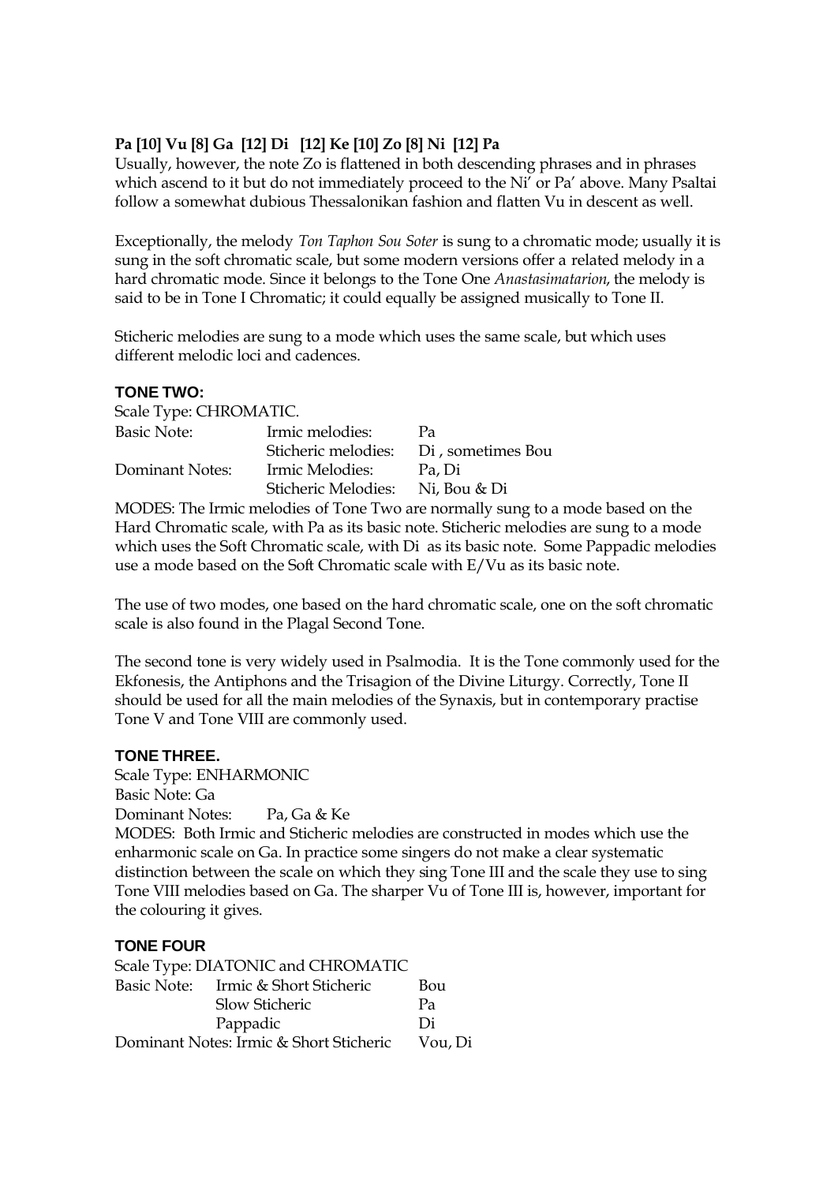**Pa [10] Vu [8] Ga [12] Di [12] Ke [10] Zo [8] Ni [12] Pa**

Usually, however, the note Zo is flattened in both descending phrases and in phrases which ascend to it but do not immediately proceed to the Ni' or Pa' above. Many Psaltai follow a somewhat dubious Thessalonikan fashion and flatten Vu in descent as well.

Exceptionally, the melody *Ton Taphon Sou Soter* is sung to a chromatic mode; usually it is sung in the soft chromatic scale, but some modern versions offer a related melody in a hard chromatic mode. Since it belongs to the Tone One *Anastasimatarion*, the melody is said to be in Tone I Chromatic; it could equally be assigned musically to Tone II.

Sticheric melodies are sung to a mode which uses the same scale, but which uses different melodic loci and cadences.

### TONE TWO:

Scale Type: CHROMATIC.

| | | |
|---|---|---|
| Basic Note: | Irmic melodies: | Pa |
| | Sticheric melodies: | Di , sometimes Bou |
| Dominant Notes: | Irmic Melodies: | Pa, Di |
| | Sticheric Melodies: | Ni, Bou & Di |

MODES: The Irmic melodies of Tone Two are normally sung to a mode based on the Hard Chromatic scale, with Pa as its basic note. Sticheric melodies are sung to a mode which uses the Soft Chromatic scale, with Di as its basic note. Some Pappadic melodies use a mode based on the Soft Chromatic scale with E/Vu as its basic note.

The use of two modes, one based on the hard chromatic scale, one on the soft chromatic scale is also found in the Plagal Second Tone.

The second tone is very widely used in Psalmodia. It is the Tone commonly used for the Ekfonesis, the Antiphons and the Trisagion of the Divine Liturgy. Correctly, Tone II should be used for all the main melodies of the Synaxis, but in contemporary practise Tone V and Tone VIII are commonly used.

### TONE THREE.

Scale Type: ENHARMONIC

Basic Note: Ga

Dominant Notes: Pa, Ga & Ke

MODES: Both Irmic and Sticheric melodies are constructed in modes which use the enharmonic scale on Ga. In practice some singers do not make a clear systematic distinction between the scale on which they sing Tone III and the scale they use to sing Tone VIII melodies based on Ga. The sharper Vu of Tone III is, however, important for the colouring it gives.

### TONE FOUR

Scale Type: DIATONIC and CHROMATIC

| | | |
|---|---|---|
| Basic Note: | Irmic & Short Sticheric | Bou |
| | Slow Sticheric | Pa |
| | Pappadic | Di |
| Dominant Notes: Irmic & Short Sticheric | | Vou, Di |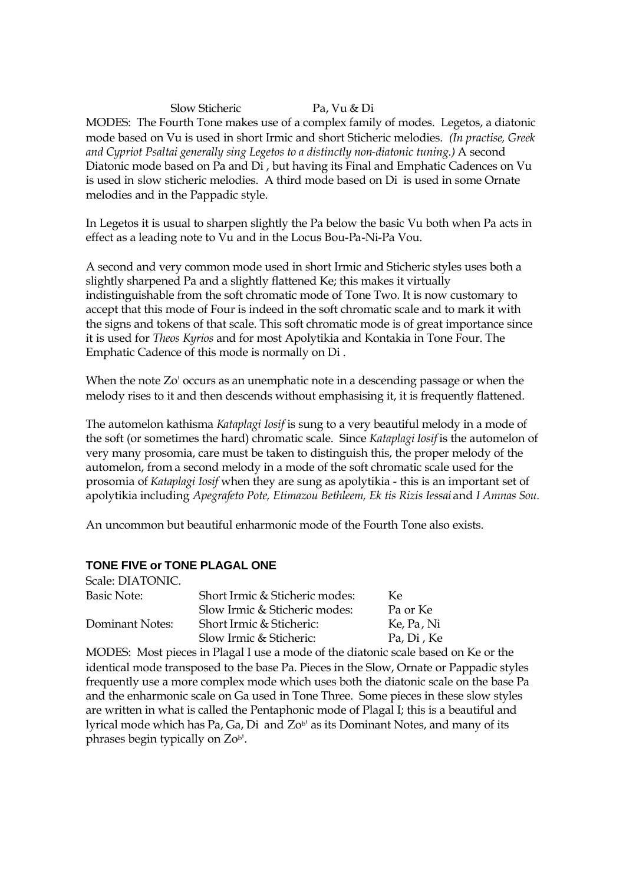| Slow Sticheric | Pa, Vu & Di |
|---|---|

MODES: The Fourth Tone makes use of a complex family of modes. Legetos, a diatonic mode based on Vu is used in short Irmic and short Sticheric melodies. *(In practise, Greek and Cypriot Psaltai generally sing Legetos to a distinctly non-diatonic tuning.)* A second Diatonic mode based on Pa and Di , but having its Final and Emphatic Cadences on Vu is used in slow sticheric melodies. A third mode based on Di is used in some Ornate melodies and in the Pappadic style.

In Legetos it is usual to sharpen slightly the Pa below the basic Vu both when Pa acts in effect as a leading note to Vu and in the Locus Bou-Pa-Ni-Pa Vou.

A second and very common mode used in short Irmic and Sticheric styles uses both a slightly sharpened Pa and a slightly flattened Ke; this makes it virtually indistinguishable from the soft chromatic mode of Tone Two. It is now customary to accept that this mode of Four is indeed in the soft chromatic scale and to mark it with the signs and tokens of that scale. This soft chromatic mode is of great importance since it is used for *Theos Kyrios* and for most Apolytikia and Kontakia in Tone Four. The Emphatic Cadence of this mode is normally on Di .

When the note Zo' occurs as an unemphatic note in a descending passage or when the melody rises to it and then descends without emphasising it, it is frequently flattened.

The automelon kathisma *Kataplagi Iosif* is sung to a very beautiful melody in a mode of the soft (or sometimes the hard) chromatic scale. Since *Kataplagi Iosif* is the automelon of very many prosomia, care must be taken to distinguish this, the proper melody of the automelon, from a second melody in a mode of the soft chromatic scale used for the prosomia of *Kataplagi Iosif* when they are sung as apolytikia - this is an important set of apolytikia including *Apegrafeto Pote, Etimazou Bethleem, Ek tis Rizis Iessai* and *I Amnas Sou*.

An uncommon but beautiful enharmonic mode of the Fourth Tone also exists.

## TONE FIVE or TONE PLAGAL ONE

Scale: DIATONIC.

| | | |
|---|---|---|
| Basic Note: | Short Irmic & Sticheric modes: | Ke |
| | Slow Irmic & Sticheric modes: | Pa or Ke |
| Dominant Notes: | Short Irmic & Sticheric: | Ke, Pa, Ni |
| | Slow Irmic & Sticheric: | Pa, Di , Ke |

MODES: Most pieces in Plagal I use a mode of the diatonic scale based on Ke or the identical mode transposed to the base Pa. Pieces in the Slow, Ornate or Pappadic styles frequently use a more complex mode which uses both the diatonic scale on the base Pa and the enharmonic scale on Ga used in Tone Three. Some pieces in these slow styles are written in what is called the Pentaphonic mode of Plagal I; this is a beautiful and lyrical mode which has Pa, Ga, Di and Zo$^{b'}$ as its Dominant Notes, and many of its phrases begin typically on Zo$^{b'}$.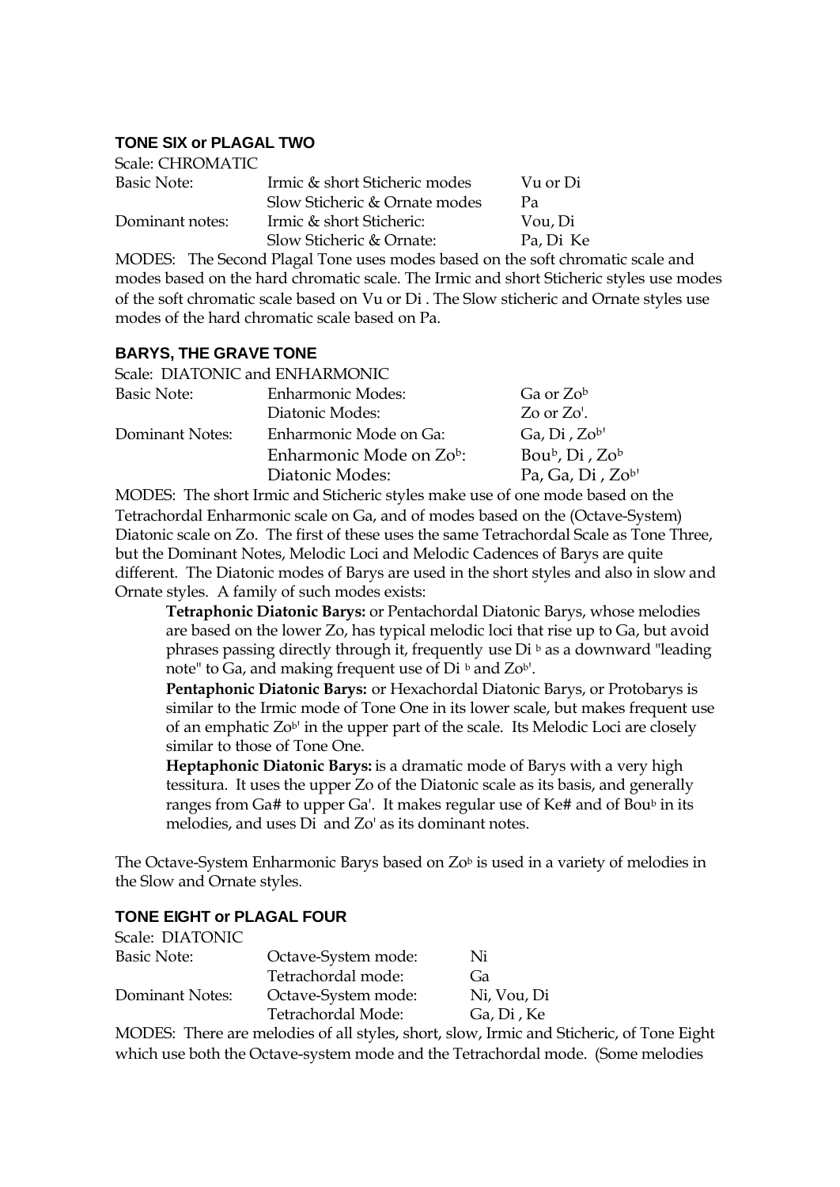### TONE SIX or PLAGAL TWO

Scale: CHROMATIC

| | | |
|---|---|---|
| Basic Note: | Irmic & short Sticheric modes | Vu or Di |
| | Slow Sticheric & Ornate modes | Pa |
| Dominant notes: | Irmic & short Sticheric: | Vou, Di |
| | Slow Sticheric & Ornate: | Pa, Di Ke |

MODES: The Second Plagal Tone uses modes based on the soft chromatic scale and modes based on the hard chromatic scale. The Irmic and short Sticheric styles use modes of the soft chromatic scale based on Vu or Di . The Slow sticheric and Ornate styles use modes of the hard chromatic scale based on Pa.

### BARYS, THE GRAVE TONE

Scale: DIATONIC and ENHARMONIC

| | | |
|---|---|---|
| Basic Note: | Enharmonic Modes: | Ga or Zo$^{b}$ |
| | Diatonic Modes: | Zo or Zo'. |
| Dominant Notes: | Enharmonic Mode on Ga: | Ga, Di , Zo$^{b'}$ |
| | Enharmonic Mode on Zo$^{b}$: | Bou$^{b}$, Di , Zo$^{b}$ |
| | Diatonic Modes: | Pa, Ga, Di , Zo$^{b'}$ |

MODES: The short Irmic and Sticheric styles make use of one mode based on the Tetrachordal Enharmonic scale on Ga, and of modes based on the (Octave-System) Diatonic scale on Zo. The first of these uses the same Tetrachordal Scale as Tone Three, but the Dominant Notes, Melodic Loci and Melodic Cadences of Barys are quite different. The Diatonic modes of Barys are used in the short styles and also in slow and Ornate styles. A family of such modes exists:

**Tetraphonic Diatonic Barys:** or Pentachordal Diatonic Barys, whose melodies are based on the lower Zo, has typical melodic loci that rise up to Ga, but avoid phrases passing directly through it, frequently use Di $^{b}$ as a downward "leading note" to Ga, and making frequent use of Di $^{b}$ and Zo$^{b'}$.

**Pentaphonic Diatonic Barys:** or Hexachordal Diatonic Barys, or Protobarys is similar to the Irmic mode of Tone One in its lower scale, but makes frequent use of an emphatic Zo$^{b'}$ in the upper part of the scale. Its Melodic Loci are closely similar to those of Tone One.

**Heptaphonic Diatonic Barys:** is a dramatic mode of Barys with a very high tessitura. It uses the upper Zo of the Diatonic scale as its basis, and generally ranges from Ga# to upper Ga'. It makes regular use of Ke# and of Bou$^{b}$ in its melodies, and uses Di and Zo' as its dominant notes.

The Octave-System Enharmonic Barys based on Zo$^{b}$ is used in a variety of melodies in the Slow and Ornate styles.

### TONE EIGHT or PLAGAL FOUR

Scale: DIATONIC

| | | |
|---|---|---|
| Basic Note: | Octave-System mode: | Ni |
| | Tetrachordal mode: | Ga |
| Dominant Notes: | Octave-System mode: | Ni, Vou, Di |
| | Tetrachordal Mode: | Ga, Di , Ke |

MODES: There are melodies of all styles, short, slow, Irmic and Sticheric, of Tone Eight which use both the Octave-system mode and the Tetrachordal mode. (Some melodies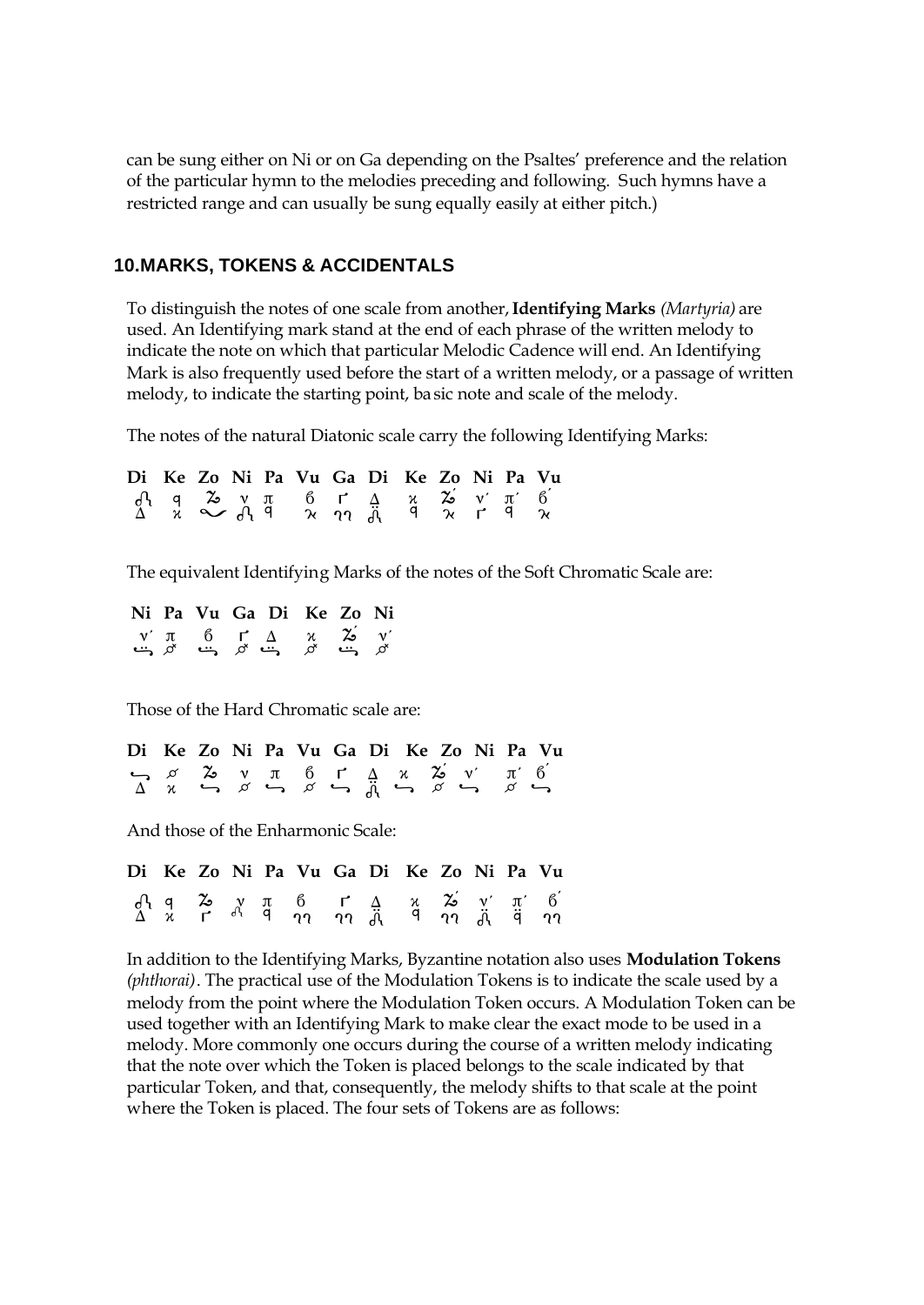can be sung either on Ni or on Ga depending on the Psaltes' preference and the relation of the particular hymn to the melodies preceding and following. Such hymns have a restricted range and can usually be sung equally easily at either pitch.)

## 10.MARKS, TOKENS & ACCIDENTALS

To distinguish the notes of one scale from another, **Identifying Marks** *(Martyria)* are used. An Identifying mark stand at the end of each phrase of the written melody to indicate the note on which that particular Melodic Cadence will end. An Identifying Mark is also frequently used before the start of a written melody, or a passage of written melody, to indicate the starting point, basic note and scale of the melody.

The notes of the natural Diatonic scale carry the following Identifying Marks:

**Di Ke Zo Ni Pa Vu Ga Di Ke Zo Ni Pa Vu**

The equivalent Identifying Marks of the notes of the Soft Chromatic Scale are:

**Ni Pa Vu Ga Di Ke Zo Ni**

Those of the Hard Chromatic scale are:

**Di Ke Zo Ni Pa Vu Ga Di Ke Zo Ni Pa Vu**

And those of the Enharmonic Scale:

**Di Ke Zo Ni Pa Vu Ga Di Ke Zo Ni Pa Vu**

In addition to the Identifying Marks, Byzantine notation also uses **Modulation Tokens** *(phthorai)*. The practical use of the Modulation Tokens is to indicate the scale used by a melody from the point where the Modulation Token occurs. A Modulation Token can be used together with an Identifying Mark to make clear the exact mode to be used in a melody. More commonly one occurs during the course of a written melody indicating that the note over which the Token is placed belongs to the scale indicated by that particular Token, and that, consequently, the melody shifts to that scale at the point where the Token is placed. The four sets of Tokens are as follows: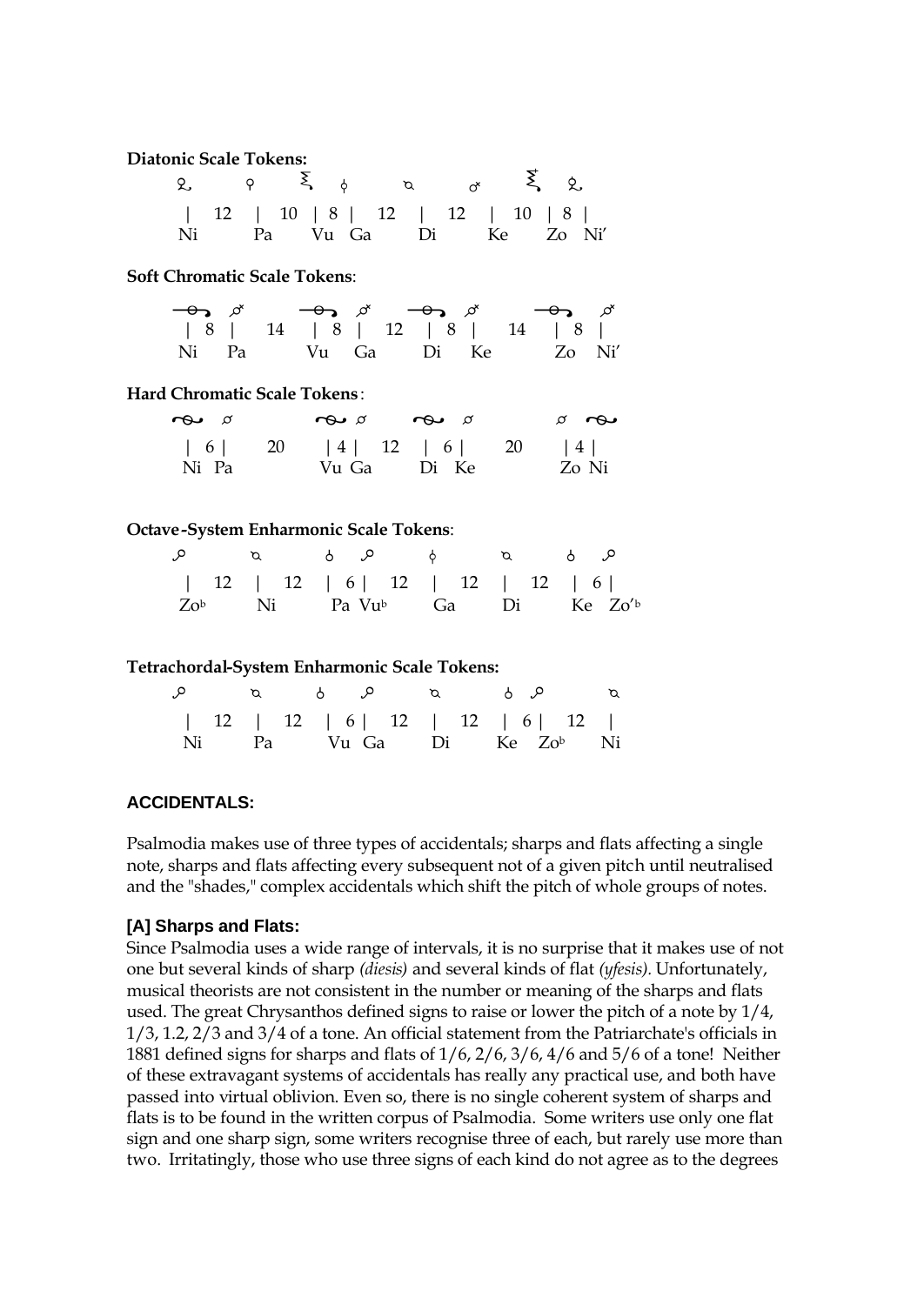**Diatonic Scale Tokens:**

```
|  12  |  10  | 8 |  12  |  12  |  10  | 8 |
Ni     Pa     Vu  Ga     Di     Ke     Zo  Ni'
```

**Soft Chromatic Scale Tokens**:

```
| 8 |   14   | 8 |   12   | 8 |   14   | 8 |
Ni  Pa       Vu  Ga       Di  Ke       Zo  Ni'
```

**Hard Chromatic Scale Tokens**:

```
| 6 |   20   | 4 |   12   | 6 |   20   | 4 |
Ni  Pa       Vu  Ga       Di  Ke       Zo  Ni
```

**Octave-System Enharmonic Scale Tokens**:

```
|  12  |  12  | 6 |  12  |  12  |  12  | 6 |
Zo♭    Ni     Pa  Vu♭    Ga     Di     Ke  Zo'♭
```

**Tetrachordal-System Enharmonic Scale Tokens:**

```
|  12  |  12  | 6 |  12  |  12  | 6 |  12  |
Ni     Pa     Vu  Ga     Di     Ke  Zo♭    Ni
```

## ACCIDENTALS:

Psalmodia makes use of three types of accidentals; sharps and flats affecting a single note, sharps and flats affecting every subsequent not of a given pitch until neutralised and the "shades," complex accidentals which shift the pitch of whole groups of notes.

### [A] Sharps and Flats:

Since Psalmodia uses a wide range of intervals, it is no surprise that it makes use of not one but several kinds of sharp *(diesis)* and several kinds of flat *(yfesis)*. Unfortunately, musical theorists are not consistent in the number or meaning of the sharps and flats used. The great Chrysanthos defined signs to raise or lower the pitch of a note by 1/4, 1/3, 1.2, 2/3 and 3/4 of a tone. An official statement from the Patriarchate's officials in 1881 defined signs for sharps and flats of 1/6, 2/6, 3/6, 4/6 and 5/6 of a tone! Neither of these extravagant systems of accidentals has really any practical use, and both have passed into virtual oblivion. Even so, there is no single coherent system of sharps and flats is to be found in the written corpus of Psalmodia. Some writers use only one flat sign and one sharp sign, some writers recognise three of each, but rarely use more than two. Irritatingly, those who use three signs of each kind do not agree as to the degrees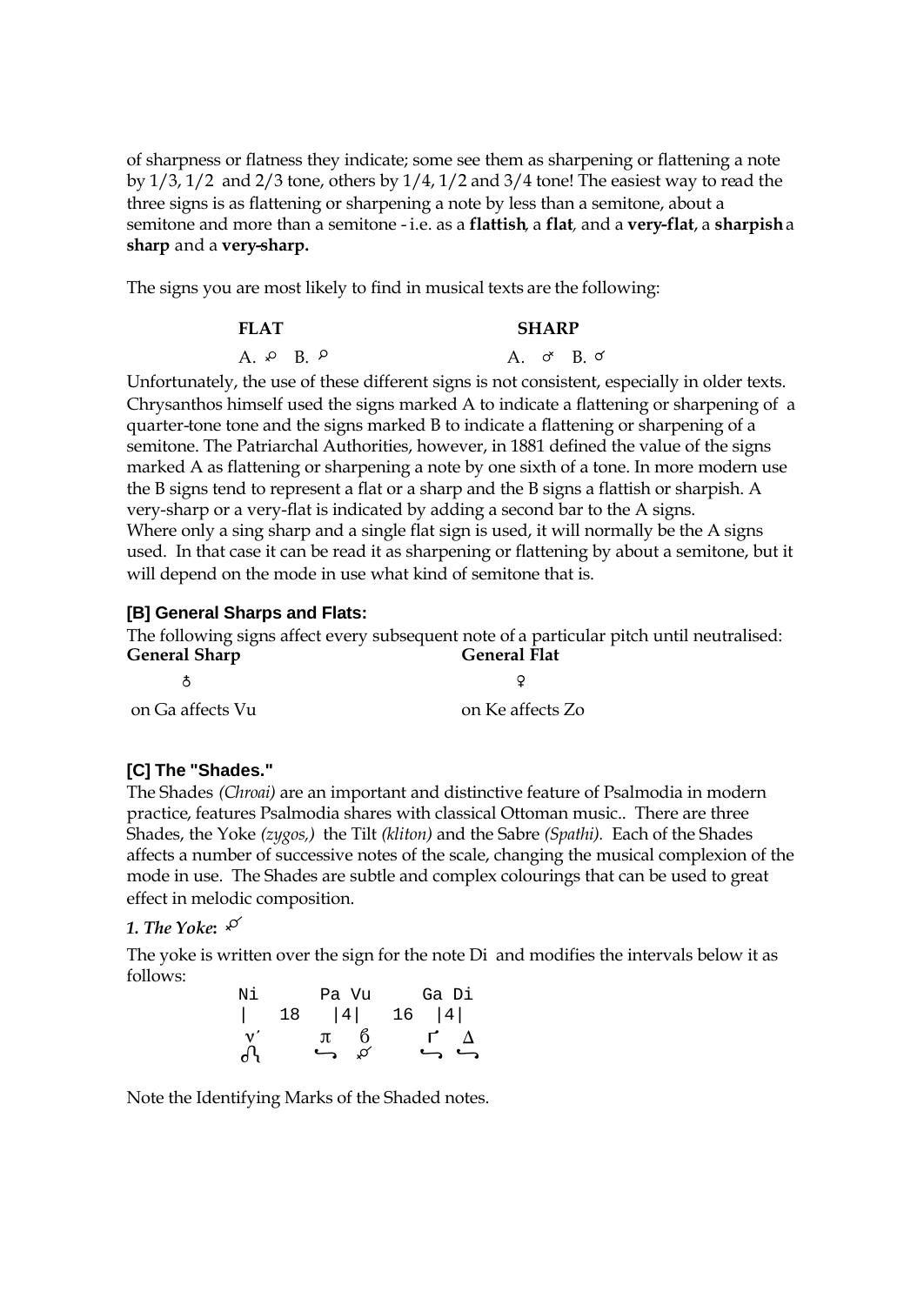of sharpness or flatness they indicate; some see them as sharpening or flattening a note by 1/3, 1/2 and 2/3 tone, others by 1/4, 1/2 and 3/4 tone! The easiest way to read the three signs is as flattening or sharpening a note by less than a semitone, about a semitone and more than a semitone - i.e. as a **flattish**, a **flat**, and a **very-flat**, a **sharpish** a **sharp** and a **very-sharp.**

The signs you are most likely to find in musical texts are the following:

| FLAT | SHARP |
|---|---|
| A. ⳁ B. ⳁ | A. ♂ B. ♂ |

Unfortunately, the use of these different signs is not consistent, especially in older texts. Chrysanthos himself used the signs marked A to indicate a flattening or sharpening of a quarter-tone tone and the signs marked B to indicate a flattening or sharpening of a semitone. The Patriarchal Authorities, however, in 1881 defined the value of the signs marked A as flattening or sharpening a note by one sixth of a tone. In more modern use the B signs tend to represent a flat or a sharp and the B signs a flattish or sharpish. A very-sharp or a very-flat is indicated by adding a second bar to the A signs.
Where only a sing sharp and a single flat sign is used, it will normally be the A signs used. In that case it can be read it as sharpening or flattening by about a semitone, but it will depend on the mode in use what kind of semitone that is.

### [B] General Sharps and Flats:

The following signs affect every subsequent note of a particular pitch until neutralised:

| General Sharp | General Flat |
|---|---|
| ♂ | ♀ |
| on Ga affects Vu | on Ke affects Zo |

### [C] The "Shades."

The Shades *(Chroai)* are an important and distinctive feature of Psalmodia in modern practice, features Psalmodia shares with classical Ottoman music.. There are three Shades, the Yoke *(zygos,)* the Tilt *(kliton)* and the Sabre *(Spathi).* Each of the Shades affects a number of successive notes of the scale, changing the musical complexion of the mode in use. The Shades are subtle and complex colourings that can be used to great effect in melodic composition.

#### *1. The Yoke:*

The yoke is written over the sign for the note Di and modifies the intervals below it as follows:

```
Ni      Pa Vu     Ga Di
|   18   |4|   16  |4|
 ν΄      π   ϐ      Γ   Δ
```

Note the Identifying Marks of the Shaded notes.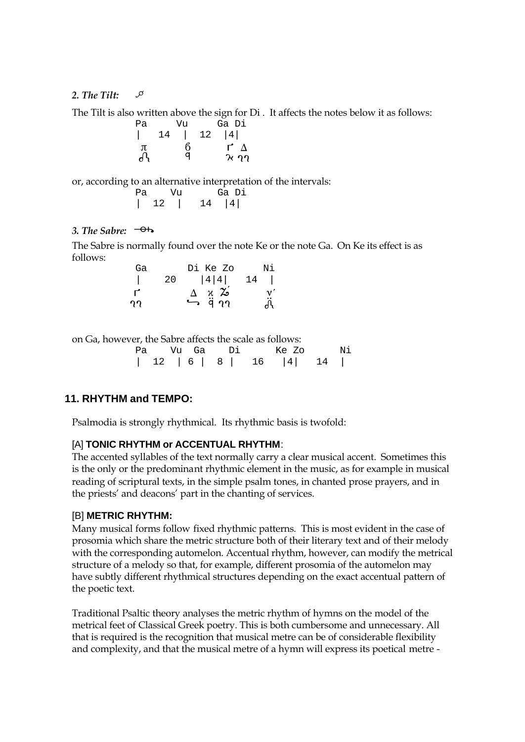*2. The Tilt:* ᦶ

The Tilt is also written above the sign for Di . It affects the notes below it as follows:

```
Pa      Vu      Ga Di
|   14  |   12  |4|
 π       ϐ       Γ Δ
```

or, according to an alternative interpretation of the intervals:

```
Pa     Vu      Ga Di
|  12  |    14  |4|
```

*3. The Sabre:*

The Sabre is normally found over the note Ke or the note Ga. On Ke its effect is as follows:

```
Ga       Di Ke Zo     Ni
|    20    |4|4|   14  |
Γ         Δ  κ  Ζ      ν´
```

on Ga, however, the Sabre affects the scale as follows:

```
Pa    Vu  Ga    Di      Ke Zo      Ni
|  12  | 6 |  8 |   16   |4|   14  |
```

## 11. RHYTHM and TEMPO:

Psalmodia is strongly rhythmical. Its rhythmic basis is twofold:

### [A] TONIC RHYTHM or ACCENTUAL RHYTHM:

The accented syllables of the text normally carry a clear musical accent. Sometimes this is the only or the predominant rhythmic element in the music, as for example in musical reading of scriptural texts, in the simple psalm tones, in chanted prose prayers, and in the priests' and deacons' part in the chanting of services.

### [B] METRIC RHYTHM:

Many musical forms follow fixed rhythmic patterns. This is most evident in the case of prosomia which share the metric structure both of their literary text and of their melody with the corresponding automelon. Accentual rhythm, however, can modify the metrical structure of a melody so that, for example, different prosomia of the automelon may have subtly different rhythmical structures depending on the exact accentual pattern of the poetic text.

Traditional Psaltic theory analyses the metric rhythm of hymns on the model of the metrical feet of Classical Greek poetry. This is both cumbersome and unnecessary. All that is required is the recognition that musical metre can be of considerable flexibility and complexity, and that the musical metre of a hymn will express its poetical metre -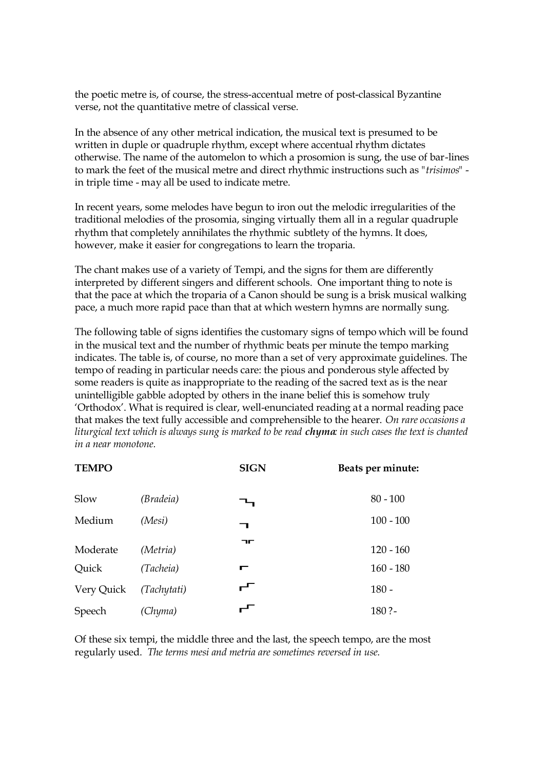the poetic metre is, of course, the stress-accentual metre of post-classical Byzantine verse, not the quantitative metre of classical verse.

In the absence of any other metrical indication, the musical text is presumed to be written in duple or quadruple rhythm, except where accentual rhythm dictates otherwise. The name of the automelon to which a prosomion is sung, the use of bar-lines to mark the feet of the musical metre and direct rhythmic instructions such as "*trisimos*" - in triple time - may all be used to indicate metre.

In recent years, some melodes have begun to iron out the melodic irregularities of the traditional melodies of the prosomia, singing virtually them all in a regular quadruple rhythm that completely annihilates the rhythmic subtlety of the hymns. It does, however, make it easier for congregations to learn the troparia.

The chant makes use of a variety of Tempi, and the signs for them are differently interpreted by different singers and different schools. One important thing to note is that the pace at which the troparia of a Canon should be sung is a brisk musical walking pace, a much more rapid pace than that at which western hymns are normally sung.

The following table of signs identifies the customary signs of tempo which will be found in the musical text and the number of rhythmic beats per minute the tempo marking indicates. The table is, of course, no more than a set of very approximate guidelines. The tempo of reading in particular needs care: the pious and ponderous style affected by some readers is quite as inappropriate to the reading of the sacred text as is the near unintelligible gabble adopted by others in the inane belief this is somehow truly 'Orthodox'. What is required is clear, well-enunciated reading at a normal reading pace that makes the text fully accessible and comprehensible to the hearer. *On rare occasions a liturgical text which is always sung is marked to be read **chyma**: in such cases the text is chanted in a near monotone.*

| **TEMPO** | | **SIGN** | **Beats per minute:** |
|---|---|---|---|
| Slow | *(Bradeia)* | ⌐┐ | 80 - 100 |
| Medium | *(Mesi)* | ┐ | 100 - 100 |
| Moderate | *(Metria)* | ┐┌ | 120 - 160 |
| Quick | *(Tacheia)* | ┌ | 160 - 180 |
| Very Quick | *(Tachytati)* | ┌┘ | 180 - |
| Speech | *(Chyma)* | ┌┘ | 180 ?- |

Of these six tempi, the middle three and the last, the speech tempo, are the most regularly used. *The terms mesi and metria are sometimes reversed in use.*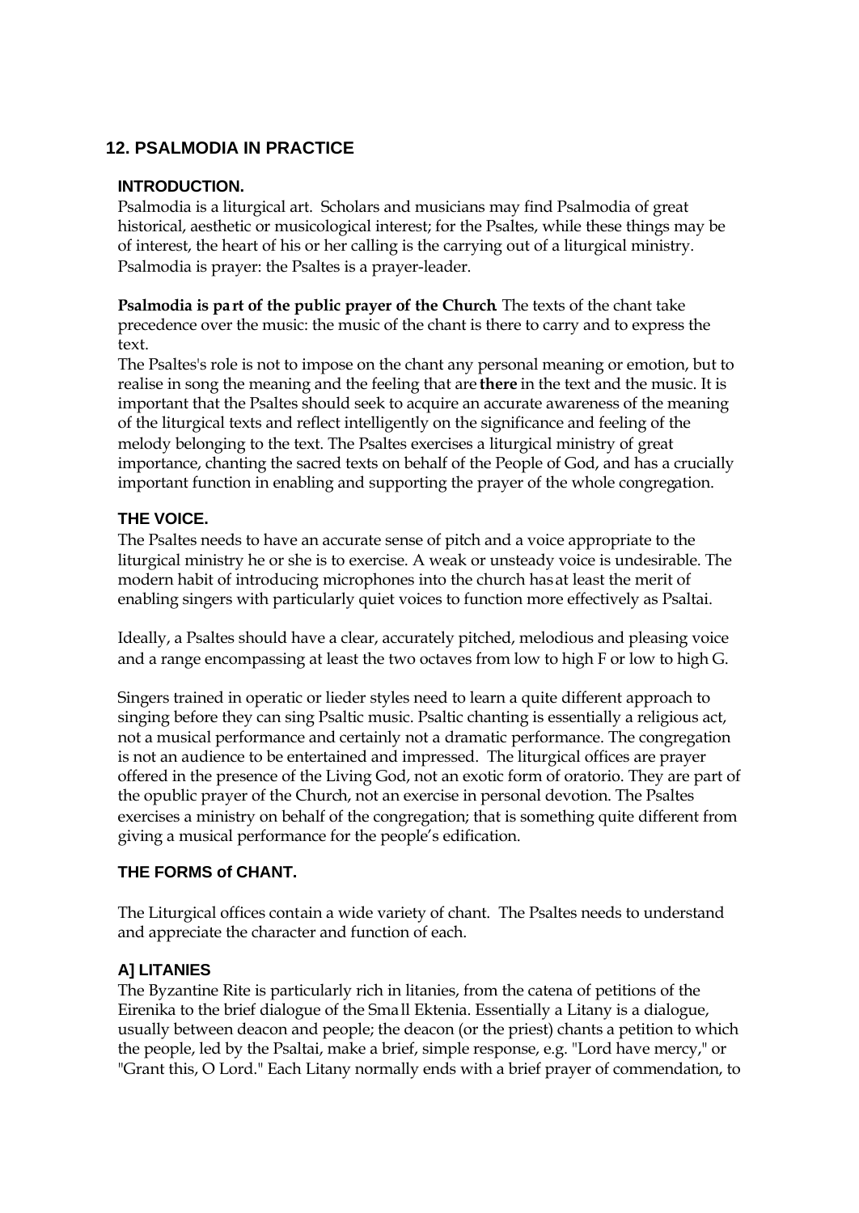## 12. PSALMODIA IN PRACTICE

### INTRODUCTION.

Psalmodia is a liturgical art. Scholars and musicians may find Psalmodia of great historical, aesthetic or musicological interest; for the Psaltes, while these things may be of interest, the heart of his or her calling is the carrying out of a liturgical ministry. Psalmodia is prayer: the Psaltes is a prayer-leader.

**Psalmodia is part of the public prayer of the Church**. The texts of the chant take precedence over the music: the music of the chant is there to carry and to express the text.

The Psaltes's role is not to impose on the chant any personal meaning or emotion, but to realise in song the meaning and the feeling that are **there** in the text and the music. It is important that the Psaltes should seek to acquire an accurate awareness of the meaning of the liturgical texts and reflect intelligently on the significance and feeling of the melody belonging to the text. The Psaltes exercises a liturgical ministry of great importance, chanting the sacred texts on behalf of the People of God, and has a crucially important function in enabling and supporting the prayer of the whole congregation.

### THE VOICE.

The Psaltes needs to have an accurate sense of pitch and a voice appropriate to the liturgical ministry he or she is to exercise. A weak or unsteady voice is undesirable. The modern habit of introducing microphones into the church has at least the merit of enabling singers with particularly quiet voices to function more effectively as Psaltai.

Ideally, a Psaltes should have a clear, accurately pitched, melodious and pleasing voice and a range encompassing at least the two octaves from low to high F or low to high G.

Singers trained in operatic or lieder styles need to learn a quite different approach to singing before they can sing Psaltic music. Psaltic chanting is essentially a religious act, not a musical performance and certainly not a dramatic performance. The congregation is not an audience to be entertained and impressed. The liturgical offices are prayer offered in the presence of the Living God, not an exotic form of oratorio. They are part of the opublic prayer of the Church, not an exercise in personal devotion. The Psaltes exercises a ministry on behalf of the congregation; that is something quite different from giving a musical performance for the people's edification.

### THE FORMS of CHANT.

The Liturgical offices contain a wide variety of chant. The Psaltes needs to understand and appreciate the character and function of each.

### A] LITANIES

The Byzantine Rite is particularly rich in litanies, from the catena of petitions of the Eirenika to the brief dialogue of the Small Ektenia. Essentially a Litany is a dialogue, usually between deacon and people; the deacon (or the priest) chants a petition to which the people, led by the Psaltai, make a brief, simple response, e.g. "Lord have mercy," or "Grant this, O Lord." Each Litany normally ends with a brief prayer of commendation, to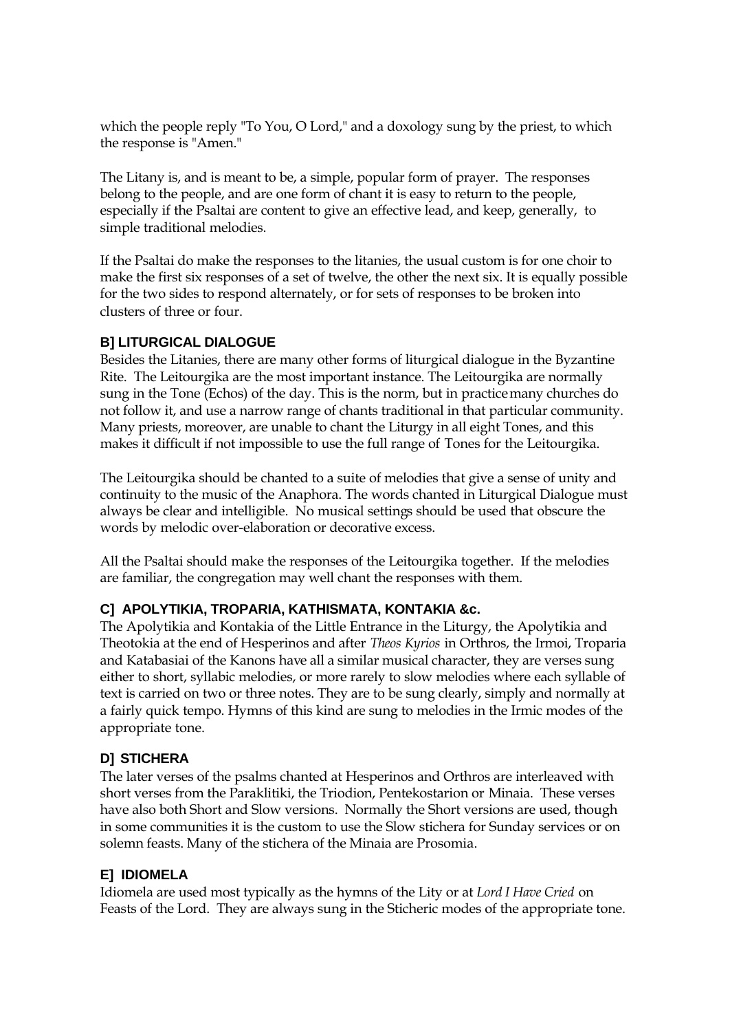which the people reply "To You, O Lord," and a doxology sung by the priest, to which the response is "Amen."

The Litany is, and is meant to be, a simple, popular form of prayer. The responses belong to the people, and are one form of chant it is easy to return to the people, especially if the Psaltai are content to give an effective lead, and keep, generally, to simple traditional melodies.

If the Psaltai do make the responses to the litanies, the usual custom is for one choir to make the first six responses of a set of twelve, the other the next six. It is equally possible for the two sides to respond alternately, or for sets of responses to be broken into clusters of three or four.

### B] LITURGICAL DIALOGUE

Besides the Litanies, there are many other forms of liturgical dialogue in the Byzantine Rite. The Leitourgika are the most important instance. The Leitourgika are normally sung in the Tone (Echos) of the day. This is the norm, but in practice many churches do not follow it, and use a narrow range of chants traditional in that particular community. Many priests, moreover, are unable to chant the Liturgy in all eight Tones, and this makes it difficult if not impossible to use the full range of Tones for the Leitourgika.

The Leitourgika should be chanted to a suite of melodies that give a sense of unity and continuity to the music of the Anaphora. The words chanted in Liturgical Dialogue must always be clear and intelligible. No musical settings should be used that obscure the words by melodic over-elaboration or decorative excess.

All the Psaltai should make the responses of the Leitourgika together. If the melodies are familiar, the congregation may well chant the responses with them.

### C] APOLYTIKIA, TROPARIA, KATHISMATA, KONTAKIA &c.

The Apolytikia and Kontakia of the Little Entrance in the Liturgy, the Apolytikia and Theotokia at the end of Hesperinos and after *Theos Kyrios* in Orthros, the Irmoi, Troparia and Katabasiai of the Kanons have all a similar musical character, they are verses sung either to short, syllabic melodies, or more rarely to slow melodies where each syllable of text is carried on two or three notes. They are to be sung clearly, simply and normally at a fairly quick tempo. Hymns of this kind are sung to melodies in the Irmic modes of the appropriate tone.

### D] STICHERA

The later verses of the psalms chanted at Hesperinos and Orthros are interleaved with short verses from the Paraklitiki, the Triodion, Pentekostarion or Minaia. These verses have also both Short and Slow versions. Normally the Short versions are used, though in some communities it is the custom to use the Slow stichera for Sunday services or on solemn feasts. Many of the stichera of the Minaia are Prosomia.

### E] IDIOMELA

Idiomela are used most typically as the hymns of the Lity or at *Lord I Have Cried* on Feasts of the Lord. They are always sung in the Sticheric modes of the appropriate tone.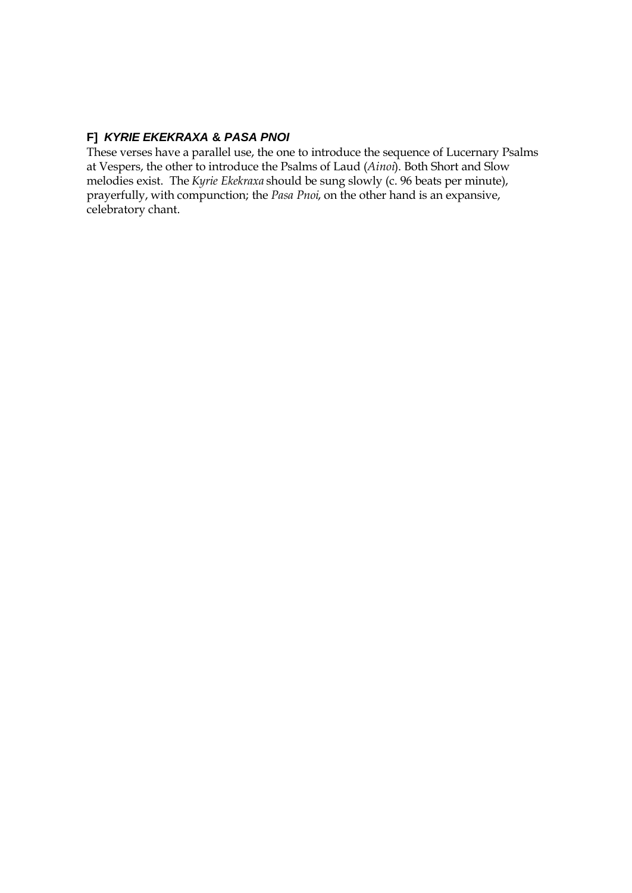### F] *KYRIE EKEKRAXA* & *PASA PNOI*

These verses have a parallel use, the one to introduce the sequence of Lucernary Psalms at Vespers, the other to introduce the Psalms of Laud (*Ainoi*). Both Short and Slow melodies exist. The *Kyrie Ekekraxa* should be sung slowly (c. 96 beats per minute), prayerfully, with compunction; the *Pasa Pnoi*, on the other hand is an expansive, celebratory chant.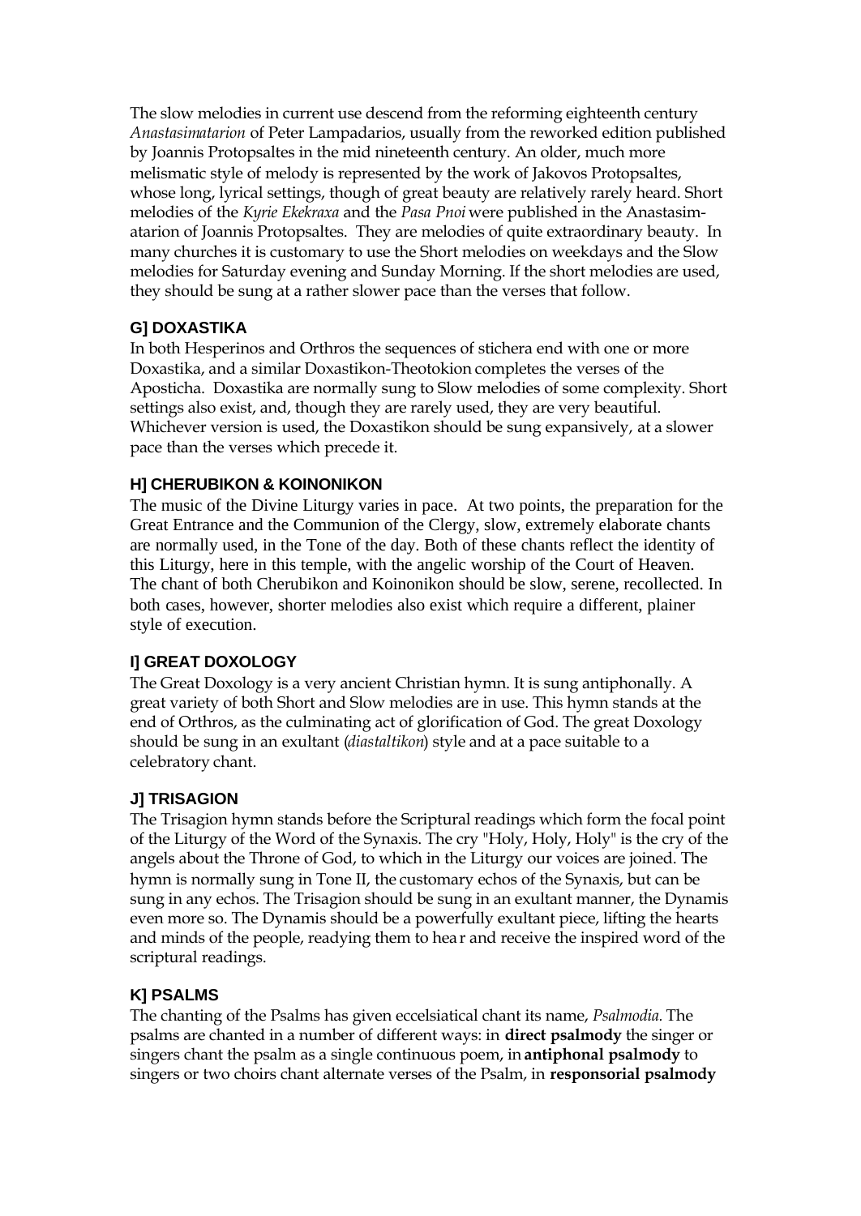The slow melodies in current use descend from the reforming eighteenth century *Anastasimatarion* of Peter Lampadarios, usually from the reworked edition published by Joannis Protopsaltes in the mid nineteenth century. An older, much more melismatic style of melody is represented by the work of Jakovos Protopsaltes, whose long, lyrical settings, though of great beauty are relatively rarely heard. Short melodies of the *Kyrie Ekekraxa* and the *Pasa Pnoi* were published in the Anastasimatarion of Joannis Protopsaltes. They are melodies of quite extraordinary beauty. In many churches it is customary to use the Short melodies on weekdays and the Slow melodies for Saturday evening and Sunday Morning. If the short melodies are used, they should be sung at a rather slower pace than the verses that follow.

### G] DOXASTIKA

In both Hesperinos and Orthros the sequences of stichera end with one or more Doxastika, and a similar Doxastikon-Theotokion completes the verses of the Aposticha. Doxastika are normally sung to Slow melodies of some complexity. Short settings also exist, and, though they are rarely used, they are very beautiful. Whichever version is used, the Doxastikon should be sung expansively, at a slower pace than the verses which precede it.

### H] CHERUBIKON & KOINONIKON

The music of the Divine Liturgy varies in pace. At two points, the preparation for the Great Entrance and the Communion of the Clergy, slow, extremely elaborate chants are normally used, in the Tone of the day. Both of these chants reflect the identity of this Liturgy, here in this temple, with the angelic worship of the Court of Heaven. The chant of both Cherubikon and Koinonikon should be slow, serene, recollected. In both cases, however, shorter melodies also exist which require a different, plainer style of execution.

### I] GREAT DOXOLOGY

The Great Doxology is a very ancient Christian hymn. It is sung antiphonally. A great variety of both Short and Slow melodies are in use. This hymn stands at the end of Orthros, as the culminating act of glorification of God. The great Doxology should be sung in an exultant (*diastaltikon*) style and at a pace suitable to a celebratory chant.

### J] TRISAGION

The Trisagion hymn stands before the Scriptural readings which form the focal point of the Liturgy of the Word of the Synaxis. The cry "Holy, Holy, Holy" is the cry of the angels about the Throne of God, to which in the Liturgy our voices are joined. The hymn is normally sung in Tone II, the customary echos of the Synaxis, but can be sung in any echos. The Trisagion should be sung in an exultant manner, the Dynamis even more so. The Dynamis should be a powerfully exultant piece, lifting the hearts and minds of the people, readying them to hear and receive the inspired word of the scriptural readings.

### K] PSALMS

The chanting of the Psalms has given eccelsiatical chant its name, *Psalmodia.* The psalms are chanted in a number of different ways: in **direct psalmody** the singer or singers chant the psalm as a single continuous poem, in **antiphonal psalmody** to singers or two choirs chant alternate verses of the Psalm, in **responsorial psalmody**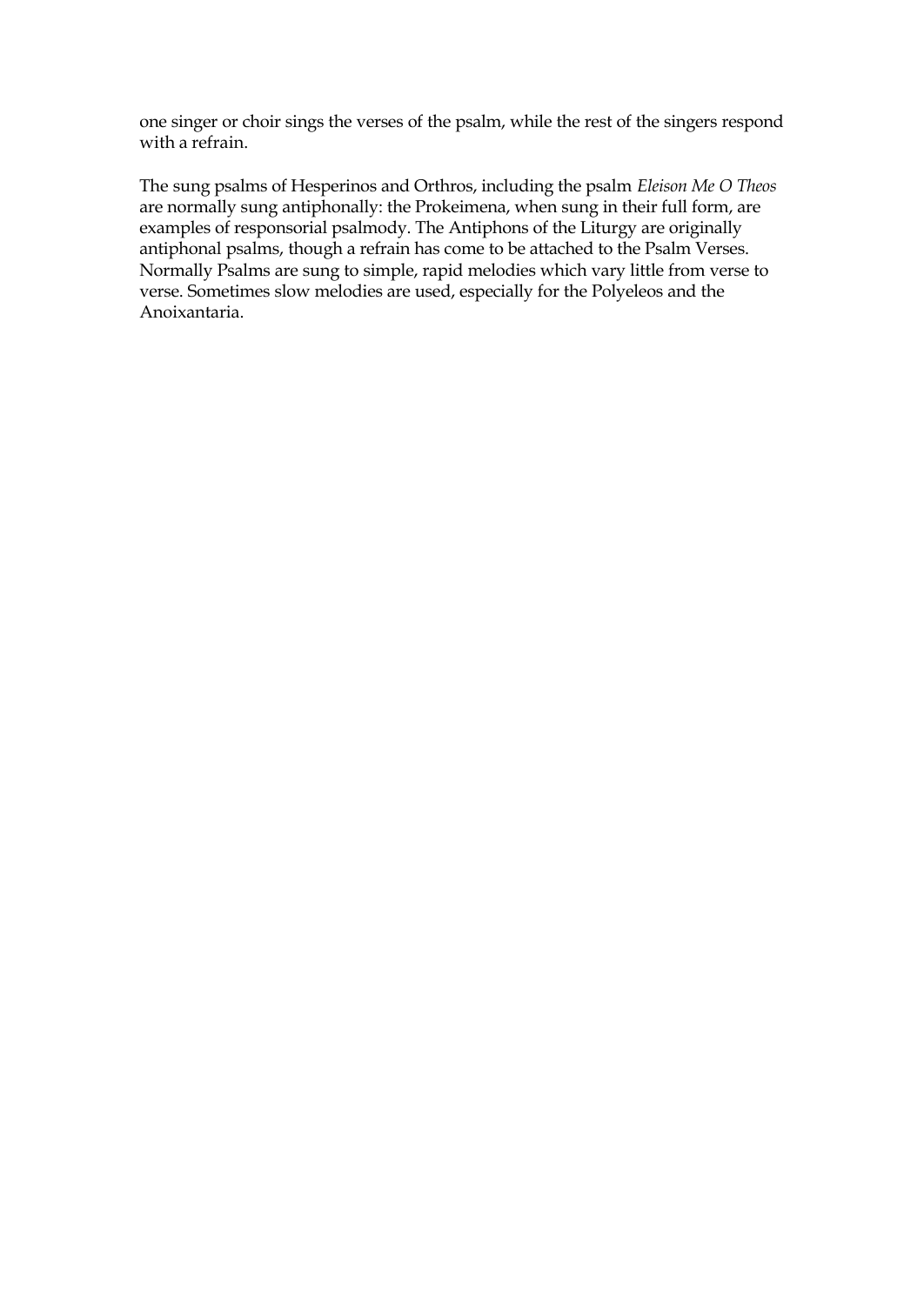one singer or choir sings the verses of the psalm, while the rest of the singers respond with a refrain.

The sung psalms of Hesperinos and Orthros, including the psalm *Eleison Me O Theos* are normally sung antiphonally: the Prokeimena, when sung in their full form, are examples of responsorial psalmody. The Antiphons of the Liturgy are originally antiphonal psalms, though a refrain has come to be attached to the Psalm Verses. Normally Psalms are sung to simple, rapid melodies which vary little from verse to verse. Sometimes slow melodies are used, especially for the Polyeleos and the Anoixantaria.